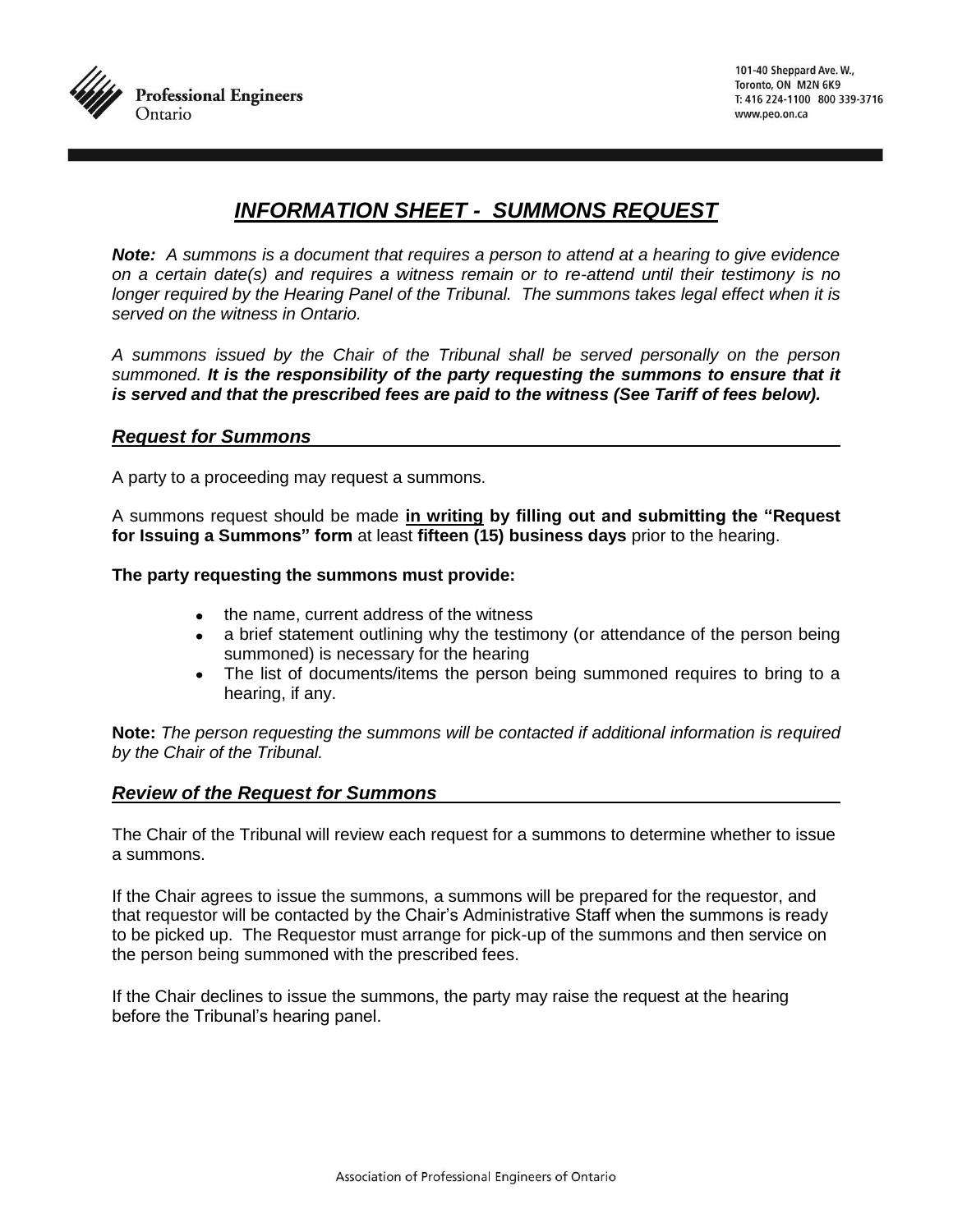Professional Engineers Ontario

101-40 Sheppard Ave. W.,
Toronto, ON M2N 6K9
T: 416 224-1100 800 339-3716
www.peo.on.ca

# ***INFORMATION SHEET - SUMMONS REQUEST***

***Note:*** *A summons is a document that requires a person to attend at a hearing to give evidence on a certain date(s) and requires a witness remain or to re-attend until their testimony is no longer required by the Hearing Panel of the Tribunal. The summons takes legal effect when it is served on the witness in Ontario.*

*A summons issued by the Chair of the Tribunal shall be served personally on the person summoned.* ***It is the responsibility of the party requesting the summons to ensure that it is served and that the prescribed fees are paid to the witness (See Tariff of fees below).***

## ***Request for Summons***

A party to a proceeding may request a summons.

A summons request should be made **in writing by filling out and submitting the "Request for Issuing a Summons" form** at least **fifteen (15) business days** prior to the hearing.

**The party requesting the summons must provide:**

- the name, current address of the witness
- a brief statement outlining why the testimony (or attendance of the person being summoned) is necessary for the hearing
- The list of documents/items the person being summoned requires to bring to a hearing, if any.

**Note:** *The person requesting the summons will be contacted if additional information is required by the Chair of the Tribunal.*

## ***Review of the Request for Summons***

The Chair of the Tribunal will review each request for a summons to determine whether to issue a summons.

If the Chair agrees to issue the summons, a summons will be prepared for the requestor, and that requestor will be contacted by the Chair's Administrative Staff when the summons is ready to be picked up. The Requestor must arrange for pick-up of the summons and then service on the person being summoned with the prescribed fees.

If the Chair declines to issue the summons, the party may raise the request at the hearing before the Tribunal's hearing panel.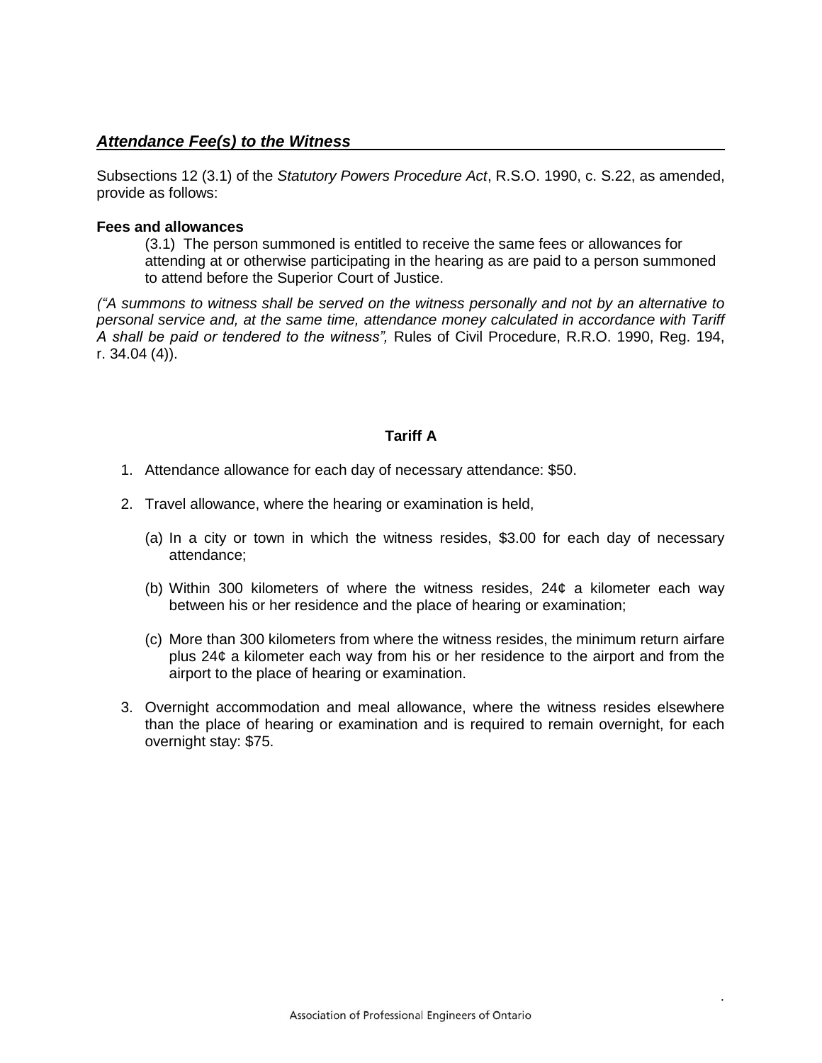## ***Attendance Fee(s) to the Witness***

Subsections 12 (3.1) of the *Statutory Powers Procedure Act*, R.S.O. 1990, c. S.22, as amended, provide as follows:

**Fees and allowances**

(3.1) The person summoned is entitled to receive the same fees or allowances for attending at or otherwise participating in the hearing as are paid to a person summoned to attend before the Superior Court of Justice.

*("A summons to witness shall be served on the witness personally and not by an alternative to personal service and, at the same time, attendance money calculated in accordance with Tariff A shall be paid or tendered to the witness",* Rules of Civil Procedure, R.R.O. 1990, Reg. 194, r. 34.04 (4)).

**Tariff A**

1. Attendance allowance for each day of necessary attendance: $50.
2. Travel allowance, where the hearing or examination is held,
   (a) In a city or town in which the witness resides, $3.00 for each day of necessary attendance;
   (b) Within 300 kilometers of where the witness resides, 24¢ a kilometer each way between his or her residence and the place of hearing or examination;
   (c) More than 300 kilometers from where the witness resides, the minimum return airfare plus 24¢ a kilometer each way from his or her residence to the airport and from the airport to the place of hearing or examination.
3. Overnight accommodation and meal allowance, where the witness resides elsewhere than the place of hearing or examination and is required to remain overnight, for each overnight stay: $75.